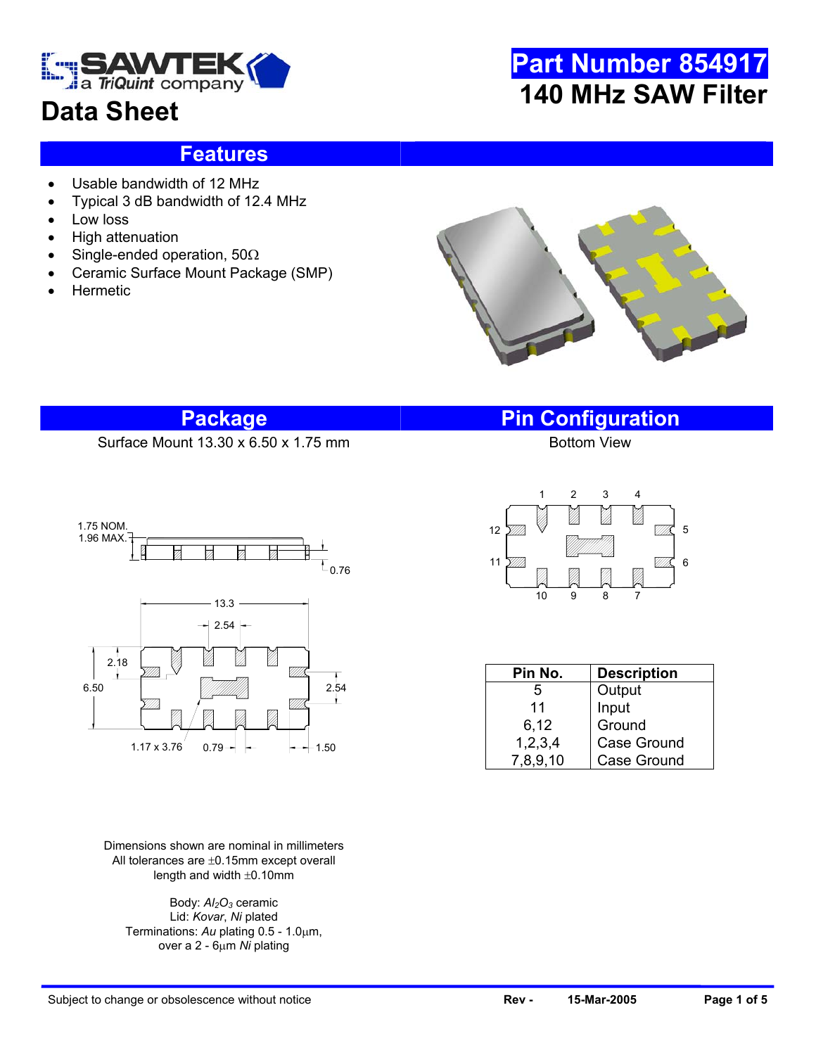# Part Number 854917

## 140 MHz SAW Filter

SAWTEK a TriQuint company

# Data Sheet

## Features

- Usable bandwidth of 12 MHz
- Typical 3 dB bandwidth of 12.4 MHz
- Low loss
- High attenuation
- Single-ended operation, 50Ω
- Ceramic Surface Mount Package (SMP)
- Hermetic

## Package

Surface Mount 13.30 x 6.50 x 1.75 mm

1.75 NOM.
1.96 MAX.
0.76
13.3
2.54
2.18
6.50
2.54
1.17 x 3.76
0.79
1.50

Dimensions shown are nominal in millimeters
All tolerances are ±0.15mm except overall length and width ±0.10mm

Body: $Al_2O_3$ ceramic
Lid: *Kovar*, *Ni* plated
Terminations: *Au* plating 0.5 - 1.0μm, over a 2 - 6μm *Ni* plating

## Pin Configuration

Bottom View

| Pin No. | Description |
|---|---|
| 5 | Output |
| 11 | Input |
| 6,12 | Ground |
| 1,2,3,4 | Case Ground |
| 7,8,9,10 | Case Ground |

Subject to change or obsolescence without notice    Rev -    15-Mar-2005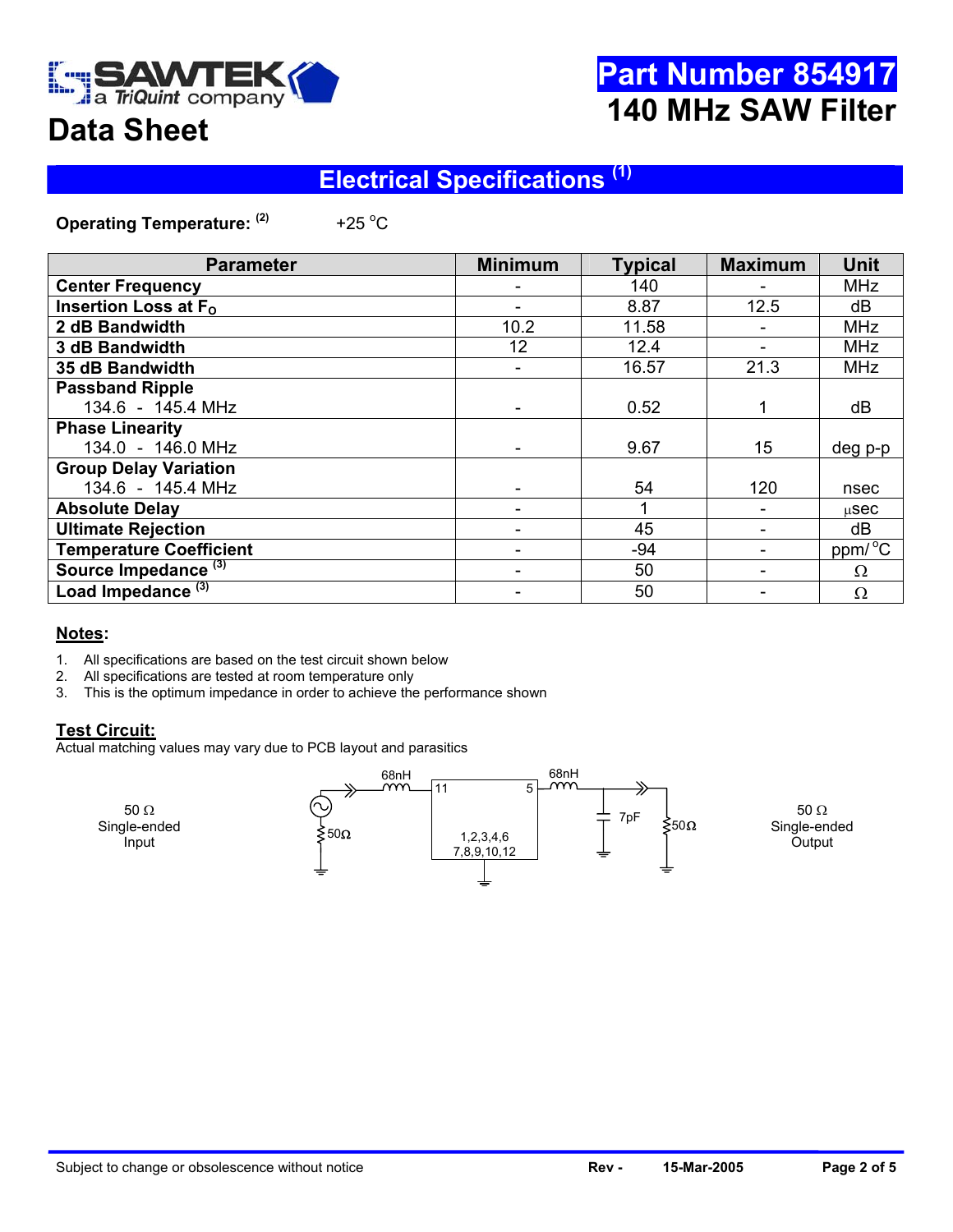# Part Number 854917

## 140 MHz SAW Filter

# Data Sheet

## Electrical Specifications [1]

**Operating Temperature:** [2] +25 °C

| Parameter | Minimum | Typical | Maximum | Unit |
|---|---|---|---|---|
| **Center Frequency** | - | 140 | - | MHz |
| **Insertion Loss at $F_O$** | - | 8.87 | 12.5 | dB |
| **2 dB Bandwidth** | 10.2 | 11.58 | - | MHz |
| **3 dB Bandwidth** | 12 | 12.4 | - | MHz |
| **35 dB Bandwidth** | - | 16.57 | 21.3 | MHz |
| **Passband Ripple** 134.6 - 145.4 MHz | - | 0.52 | 1 | dB |
| **Phase Linearity** 134.0 - 146.0 MHz | - | 9.67 | 15 | deg p-p |
| **Group Delay Variation** 134.6 - 145.4 MHz | - | 54 | 120 | nsec |
| **Absolute Delay** | - | 1 | - | µsec |
| **Ultimate Rejection** | - | 45 | - | dB |
| **Temperature Coefficient** | - | -94 | - | ppm/°C |
| **Source Impedance** [3] | - | 50 | - | Ω |
| **Load Impedance** [3] | - | 50 | - | Ω |

**Notes:**

1. All specifications are based on the test circuit shown below
2. All specifications are tested at room temperature only
3. This is the optimum impedance in order to achieve the performance shown

**Test Circuit:**

Actual matching values may vary due to PCB layout and parasitics

50 Ω Single-ended Input — 50Ω — 68nH — 11 [1,2,3,4,6 7,8,9,10,12] 5 — 68nH — 7pF — 50Ω — 50 Ω Single-ended Output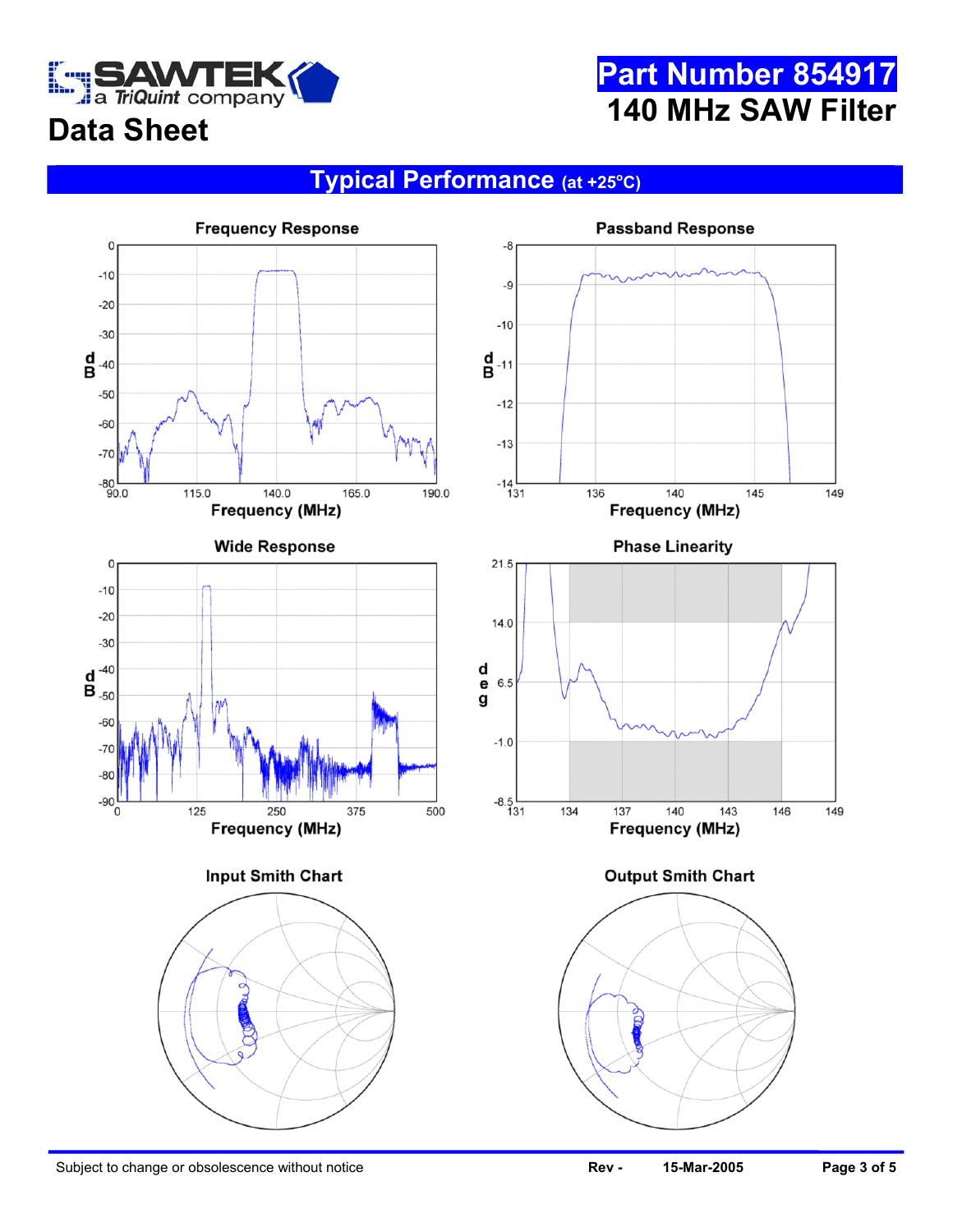# Part Number 854917

## 140 MHz SAW Filter

## Data Sheet

## Typical Performance (at +25°C)

Frequency Response

Passband Response

Wide Response

Phase Linearity

Input Smith Chart

Output Smith Chart

Subject to change or obsolescence without notice | Rev - | 15-Mar-2005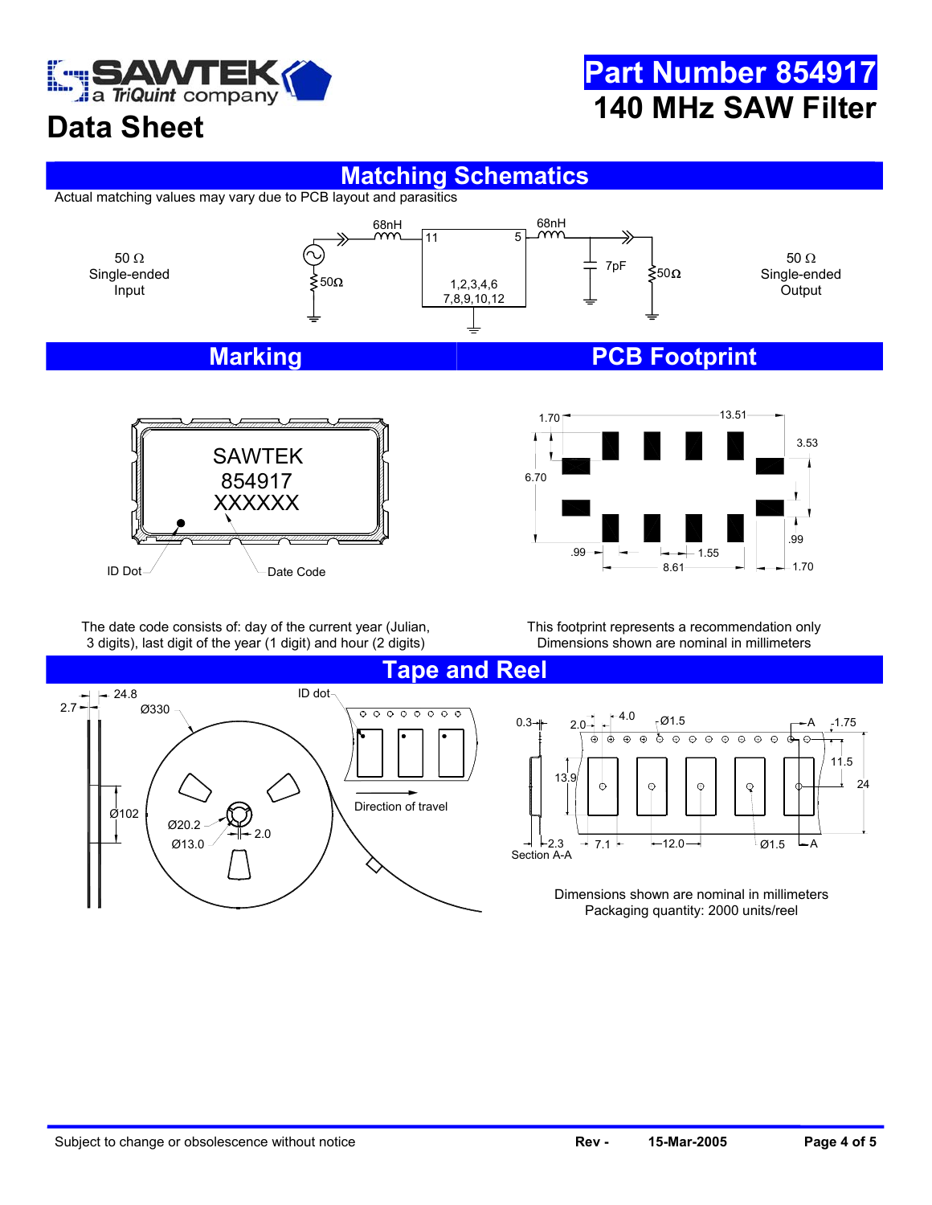# Part Number 854917

# 140 MHz SAW Filter

## Data Sheet

## Matching Schematics

Actual matching values may vary due to PCB layout and parasitics

50 Ω Single-ended Input

68nH 11 5 68nH

7pF 50Ω 50Ω

1,2,3,4,6 7,8,9,10,12

50 Ω Single-ended Output

## Marking

SAWTEK
854917
XXXXXX

ID Dot

Date Code

The date code consists of: day of the current year (Julian, 3 digits), last digit of the year (1 digit) and hour (2 digits)

## PCB Footprint

1.70 13.51 3.53 6.70 .99 .99 1.55 8.61 1.70

This footprint represents a recommendation only
Dimensions shown are nominal in millimeters

## Tape and Reel

2.7 24.8 Ø330 ID dot Ø102 Ø20.2 2.0 Ø13.0

Direction of travel

0.3 2.0 4.0 Ø1.5 A 1.75 11.5 13.9 24 2.3 7.1 12.0 Ø1.5 A Section A-A

Dimensions shown are nominal in millimeters
Packaging quantity: 2000 units/reel

Subject to change or obsolescence without notice Rev - 15-Mar-2005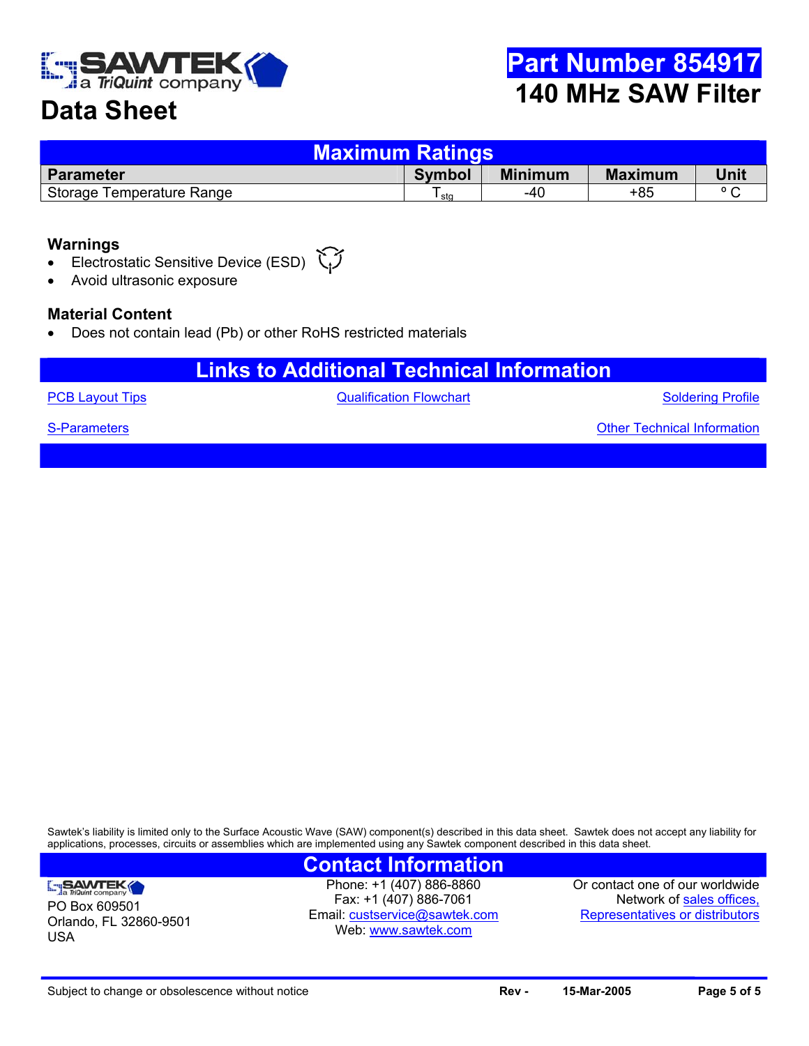# Part Number 854917

## 140 MHz SAW Filter

## Data Sheet

### Maximum Ratings

| Parameter | Symbol | Minimum | Maximum | Unit |
|---|---|---|---|---|
| Storage Temperature Range | $T_{stg}$ | -40 | +85 | ° C |

**Warnings**

- Electrostatic Sensitive Device (ESD)
- Avoid ultrasonic exposure

**Material Content**

- Does not contain lead (Pb) or other RoHS restricted materials

### Links to Additional Technical Information

PCB Layout Tips | Qualification Flowchart | Soldering Profile

S-Parameters | Other Technical Information

Sawtek's liability is limited only to the Surface Acoustic Wave (SAW) component(s) described in this data sheet. Sawtek does not accept any liability for applications, processes, circuits or assemblies which are implemented using any Sawtek component described in this data sheet.

### Contact Information

SAWTEK a TriQuint company
PO Box 609501
Orlando, FL 32860-9501
USA

Phone: +1 (407) 886-8860
Fax: +1 (407) 886-7061
Email: custservice@sawtek.com
Web: www.sawtek.com

Or contact one of our worldwide Network of sales offices, Representatives or distributors

Subject to change or obsolescence without notice | Rev - | 15-Mar-2005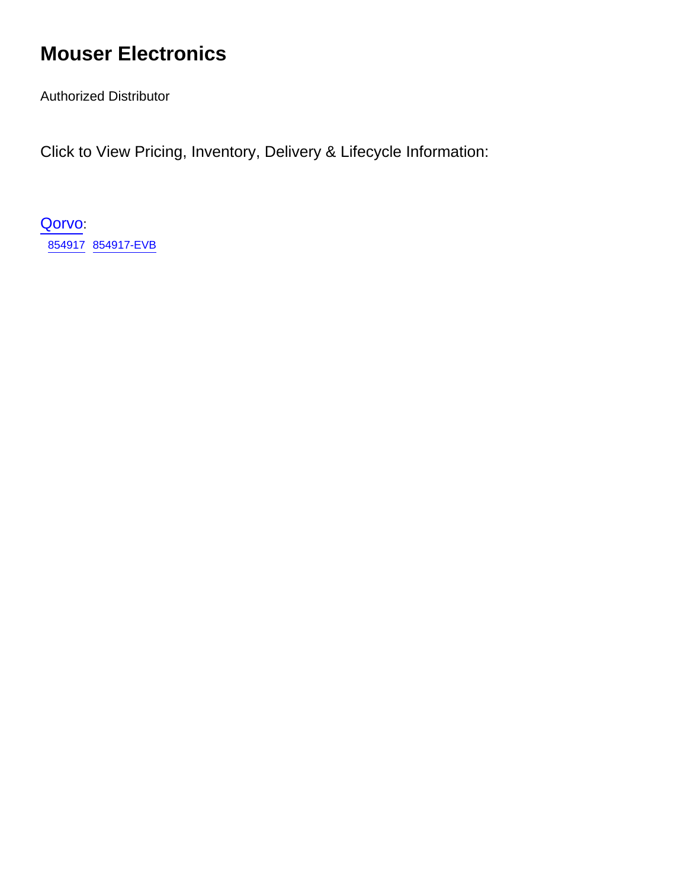# Mouser Electronics

Authorized Distributor

Click to View Pricing, Inventory, Delivery & Lifecycle Information:

Qorvo:

854917 854917-EVB